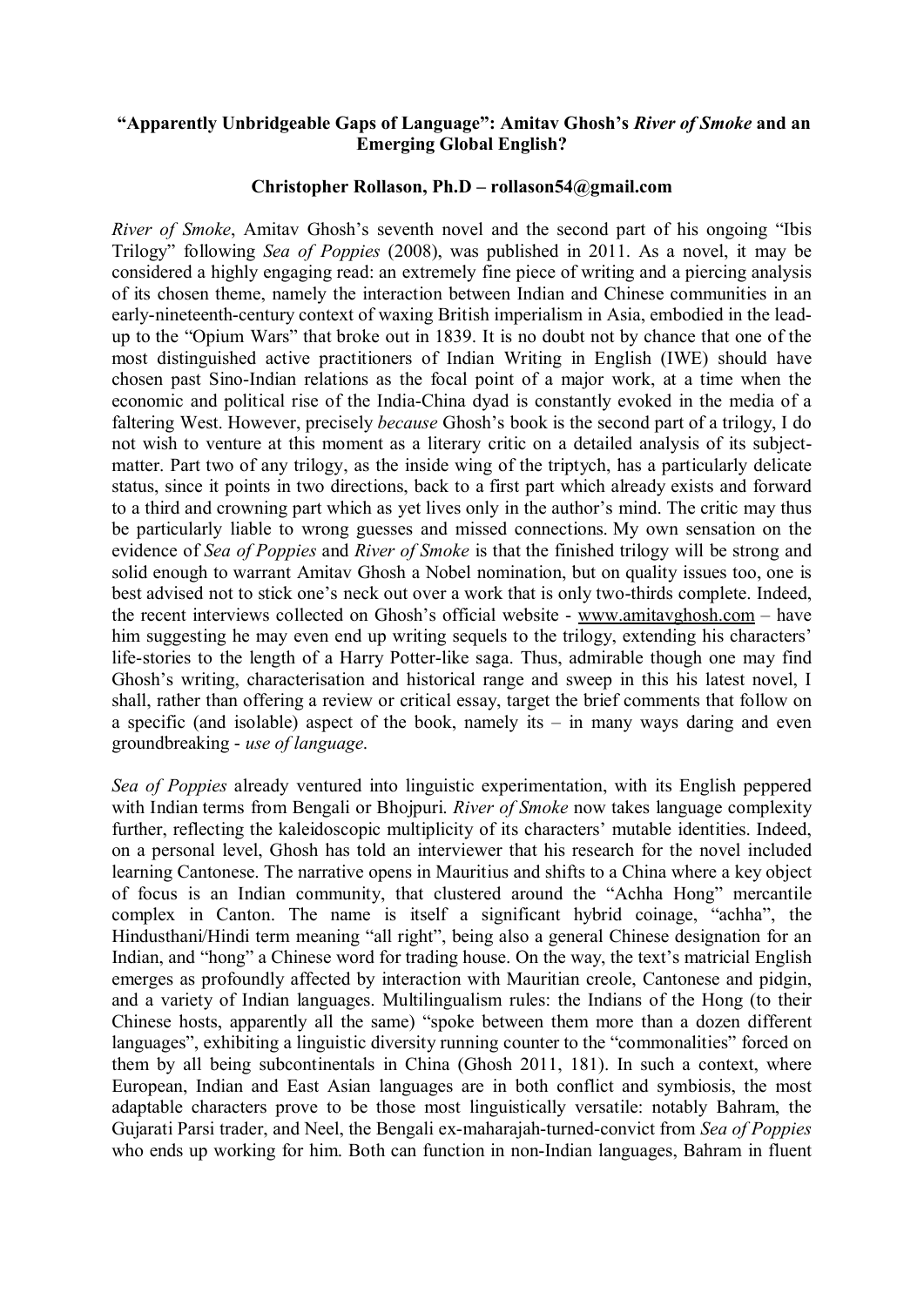**"Apparently Unbridgeable Gaps of Language": Amitav Ghosh's *River of Smoke* and an Emerging Global English?**

**Christopher Rollason, Ph.D – rollason54@gmail.com**

*River of Smoke*, Amitav Ghosh's seventh novel and the second part of his ongoing "Ibis Trilogy" following *Sea of Poppies* (2008), was published in 2011. As a novel, it may be considered a highly engaging read: an extremely fine piece of writing and a piercing analysis of its chosen theme, namely the interaction between Indian and Chinese communities in an early-nineteenth-century context of waxing British imperialism in Asia, embodied in the lead-up to the "Opium Wars" that broke out in 1839. It is no doubt not by chance that one of the most distinguished active practitioners of Indian Writing in English (IWE) should have chosen past Sino-Indian relations as the focal point of a major work, at a time when the economic and political rise of the India-China dyad is constantly evoked in the media of a faltering West. However, precisely *because* Ghosh's book is the second part of a trilogy, I do not wish to venture at this moment as a literary critic on a detailed analysis of its subject-matter. Part two of any trilogy, as the inside wing of the triptych, has a particularly delicate status, since it points in two directions, back to a first part which already exists and forward to a third and crowning part which as yet lives only in the author's mind. The critic may thus be particularly liable to wrong guesses and missed connections. My own sensation on the evidence of *Sea of Poppies* and *River of Smoke* is that the finished trilogy will be strong and solid enough to warrant Amitav Ghosh a Nobel nomination, but on quality issues too, one is best advised not to stick one's neck out over a work that is only two-thirds complete. Indeed, the recent interviews collected on Ghosh's official website - www.amitavghosh.com – have him suggesting he may even end up writing sequels to the trilogy, extending his characters' life-stories to the length of a Harry Potter-like saga. Thus, admirable though one may find Ghosh's writing, characterisation and historical range and sweep in this his latest novel, I shall, rather than offering a review or critical essay, target the brief comments that follow on a specific (and isolable) aspect of the book, namely its – in many ways daring and even groundbreaking - *use of language*.

*Sea of Poppies* already ventured into linguistic experimentation, with its English peppered with Indian terms from Bengali or Bhojpuri. *River of Smoke* now takes language complexity further, reflecting the kaleidoscopic multiplicity of its characters' mutable identities. Indeed, on a personal level, Ghosh has told an interviewer that his research for the novel included learning Cantonese. The narrative opens in Mauritius and shifts to a China where a key object of focus is an Indian community, that clustered around the "Achha Hong" mercantile complex in Canton. The name is itself a significant hybrid coinage, "achha", the Hindusthani/Hindi term meaning "all right", being also a general Chinese designation for an Indian, and "hong" a Chinese word for trading house. On the way, the text's matricial English emerges as profoundly affected by interaction with Mauritian creole, Cantonese and pidgin, and a variety of Indian languages. Multilingualism rules: the Indians of the Hong (to their Chinese hosts, apparently all the same) "spoke between them more than a dozen different languages", exhibiting a linguistic diversity running counter to the "commonalities" forced on them by all being subcontinentals in China (Ghosh 2011, 181). In such a context, where European, Indian and East Asian languages are in both conflict and symbiosis, the most adaptable characters prove to be those most linguistically versatile: notably Bahram, the Gujarati Parsi trader, and Neel, the Bengali ex-maharajah-turned-convict from *Sea of Poppies* who ends up working for him. Both can function in non-Indian languages, Bahram in fluent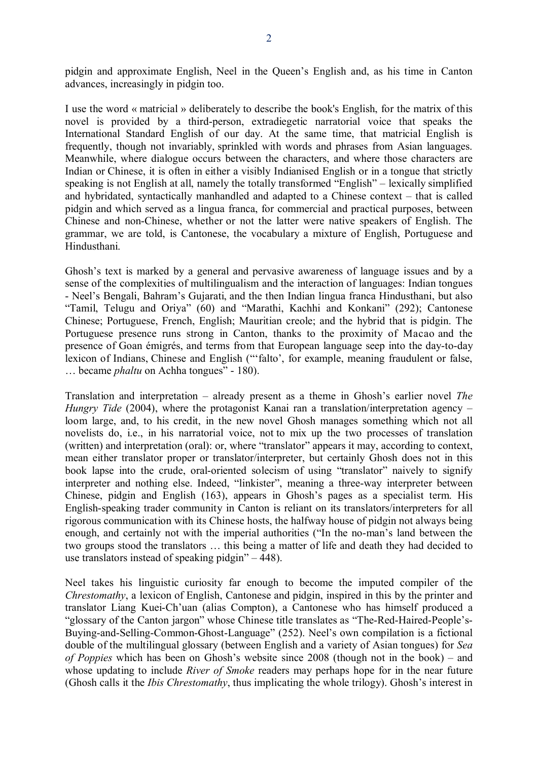pidgin and approximate English, Neel in the Queen's English and, as his time in Canton advances, increasingly in pidgin too.

I use the word « matricial » deliberately to describe the book's English, for the matrix of this novel is provided by a third-person, extradiegetic narratorial voice that speaks the International Standard English of our day. At the same time, that matricial English is frequently, though not invariably, sprinkled with words and phrases from Asian languages. Meanwhile, where dialogue occurs between the characters, and where those characters are Indian or Chinese, it is often in either a visibly Indianised English or in a tongue that strictly speaking is not English at all, namely the totally transformed "English" – lexically simplified and hybridated, syntactically manhandled and adapted to a Chinese context – that is called pidgin and which served as a lingua franca, for commercial and practical purposes, between Chinese and non-Chinese, whether or not the latter were native speakers of English. The grammar, we are told, is Cantonese, the vocabulary a mixture of English, Portuguese and Hindusthani.

Ghosh's text is marked by a general and pervasive awareness of language issues and by a sense of the complexities of multilingualism and the interaction of languages: Indian tongues - Neel's Bengali, Bahram's Gujarati, and the then Indian lingua franca Hindusthani, but also "Tamil, Telugu and Oriya" (60) and "Marathi, Kachhi and Konkani" (292); Cantonese Chinese; Portuguese, French, English; Mauritian creole; and the hybrid that is pidgin. The Portuguese presence runs strong in Canton, thanks to the proximity of Macao and the presence of Goan émigrés, and terms from that European language seep into the day-to-day lexicon of Indians, Chinese and English ("'falto', for example, meaning fraudulent or false, … became *phaltu* on Achha tongues" - 180).

Translation and interpretation – already present as a theme in Ghosh's earlier novel *The Hungry Tide* (2004), where the protagonist Kanai ran a translation/interpretation agency – loom large, and, to his credit, in the new novel Ghosh manages something which not all novelists do, i.e., in his narratorial voice, not to mix up the two processes of translation (written) and interpretation (oral): or, where "translator" appears it may, according to context, mean either translator proper or translator/interpreter, but certainly Ghosh does not in this book lapse into the crude, oral-oriented solecism of using "translator" naively to signify interpreter and nothing else. Indeed, "linkister", meaning a three-way interpreter between Chinese, pidgin and English (163), appears in Ghosh's pages as a specialist term. His English-speaking trader community in Canton is reliant on its translators/interpreters for all rigorous communication with its Chinese hosts, the halfway house of pidgin not always being enough, and certainly not with the imperial authorities ("In the no-man's land between the two groups stood the translators … this being a matter of life and death they had decided to use translators instead of speaking pidgin" – 448).

Neel takes his linguistic curiosity far enough to become the imputed compiler of the *Chrestomathy*, a lexicon of English, Cantonese and pidgin, inspired in this by the printer and translator Liang Kuei-Ch'uan (alias Compton), a Cantonese who has himself produced a "glossary of the Canton jargon" whose Chinese title translates as "The-Red-Haired-People's-Buying-and-Selling-Common-Ghost-Language" (252). Neel's own compilation is a fictional double of the multilingual glossary (between English and a variety of Asian tongues) for *Sea of Poppies* which has been on Ghosh's website since 2008 (though not in the book) – and whose updating to include *River of Smoke* readers may perhaps hope for in the near future (Ghosh calls it the *Ibis Chrestomathy*, thus implicating the whole trilogy). Ghosh's interest in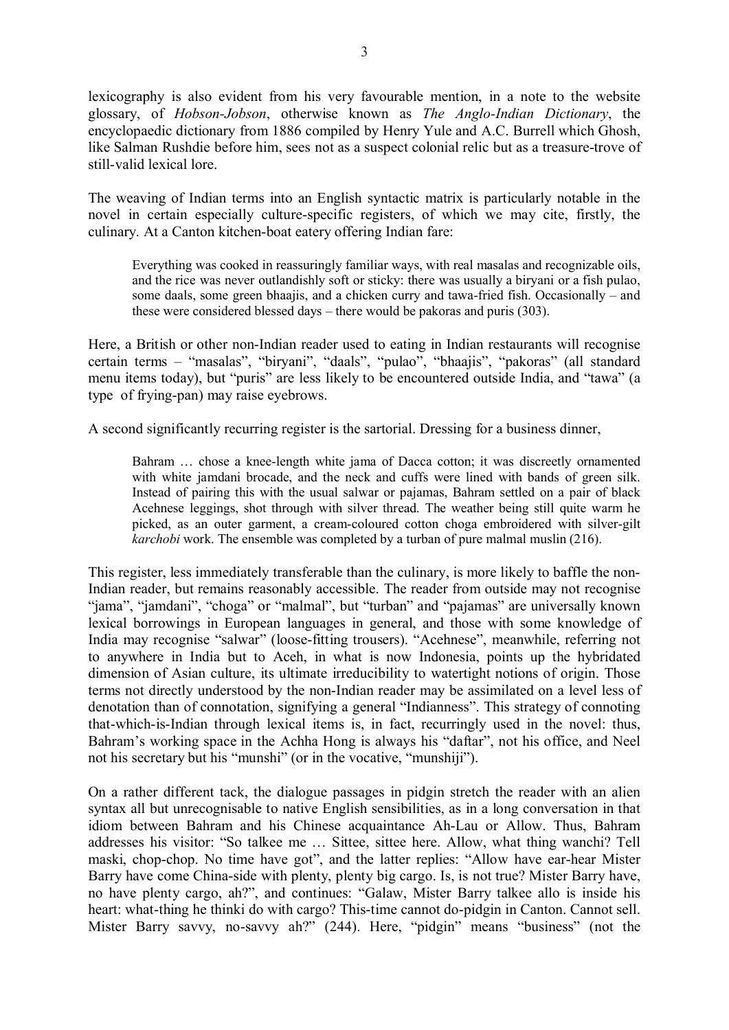lexicography is also evident from his very favourable mention, in a note to the website glossary, of *Hobson-Jobson*, otherwise known as *The Anglo-Indian Dictionary*, the encyclopaedic dictionary from 1886 compiled by Henry Yule and A.C. Burrell which Ghosh, like Salman Rushdie before him, sees not as a suspect colonial relic but as a treasure-trove of still-valid lexical lore.

The weaving of Indian terms into an English syntactic matrix is particularly notable in the novel in certain especially culture-specific registers, of which we may cite, firstly, the culinary. At a Canton kitchen-boat eatery offering Indian fare:

> Everything was cooked in reassuringly familiar ways, with real masalas and recognizable oils, and the rice was never outlandishly soft or sticky: there was usually a biryani or a fish pulao, some daals, some green bhaajis, and a chicken curry and tawa-fried fish. Occasionally – and these were considered blessed days – there would be pakoras and puris (303).

Here, a British or other non-Indian reader used to eating in Indian restaurants will recognise certain terms – "masalas", "biryani", "daals", "pulao", "bhaajis", "pakoras" (all standard menu items today), but "puris" are less likely to be encountered outside India, and "tawa" (a type of frying-pan) may raise eyebrows.

A second significantly recurring register is the sartorial. Dressing for a business dinner,

> Bahram … chose a knee-length white jama of Dacca cotton; it was discreetly ornamented with white jamdani brocade, and the neck and cuffs were lined with bands of green silk. Instead of pairing this with the usual salwar or pajamas, Bahram settled on a pair of black Acehnese leggings, shot through with silver thread. The weather being still quite warm he picked, as an outer garment, a cream-coloured cotton choga embroidered with silver-gilt *karchobi* work. The ensemble was completed by a turban of pure malmal muslin (216).

This register, less immediately transferable than the culinary, is more likely to baffle the non-Indian reader, but remains reasonably accessible. The reader from outside may not recognise "jama", "jamdani", "choga" or "malmal", but "turban" and "pajamas" are universally known lexical borrowings in European languages in general, and those with some knowledge of India may recognise "salwar" (loose-fitting trousers). "Acehnese", meanwhile, referring not to anywhere in India but to Aceh, in what is now Indonesia, points up the hybridated dimension of Asian culture, its ultimate irreducibility to watertight notions of origin. Those terms not directly understood by the non-Indian reader may be assimilated on a level less of denotation than of connotation, signifying a general "Indianness". This strategy of connoting that-which-is-Indian through lexical items is, in fact, recurringly used in the novel: thus, Bahram's working space in the Achha Hong is always his "daftar", not his office, and Neel not his secretary but his "munshi" (or in the vocative, "munshiji").

On a rather different tack, the dialogue passages in pidgin stretch the reader with an alien syntax all but unrecognisable to native English sensibilities, as in a long conversation in that idiom between Bahram and his Chinese acquaintance Ah-Lau or Allow. Thus, Bahram addresses his visitor: "So talkee me … Sittee, sittee here. Allow, what thing wanchi? Tell maski, chop-chop. No time have got", and the latter replies: "Allow have ear-hear Mister Barry have come China-side with plenty, plenty big cargo. Is, is not true? Mister Barry have, no have plenty cargo, ah?", and continues: "Galaw, Mister Barry talkee allo is inside his heart: what-thing he thinki do with cargo? This-time cannot do-pidgin in Canton. Cannot sell. Mister Barry savvy, no-savvy ah?" (244). Here, "pidgin" means "business" (not the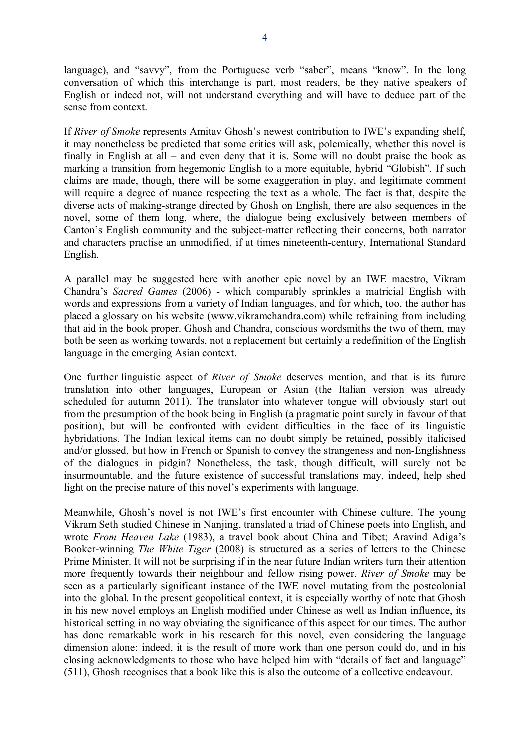language), and "savvy", from the Portuguese verb "saber", means "know". In the long conversation of which this interchange is part, most readers, be they native speakers of English or indeed not, will not understand everything and will have to deduce part of the sense from context.

If *River of Smoke* represents Amitav Ghosh's newest contribution to IWE's expanding shelf, it may nonetheless be predicted that some critics will ask, polemically, whether this novel is finally in English at all – and even deny that it is. Some will no doubt praise the book as marking a transition from hegemonic English to a more equitable, hybrid "Globish". If such claims are made, though, there will be some exaggeration in play, and legitimate comment will require a degree of nuance respecting the text as a whole. The fact is that, despite the diverse acts of making-strange directed by Ghosh on English, there are also sequences in the novel, some of them long, where, the dialogue being exclusively between members of Canton's English community and the subject-matter reflecting their concerns, both narrator and characters practise an unmodified, if at times nineteenth-century, International Standard English.

A parallel may be suggested here with another epic novel by an IWE maestro, Vikram Chandra's *Sacred Games* (2006) - which comparably sprinkles a matricial English with words and expressions from a variety of Indian languages, and for which, too, the author has placed a glossary on his website (www.vikramchandra.com) while refraining from including that aid in the book proper. Ghosh and Chandra, conscious wordsmiths the two of them, may both be seen as working towards, not a replacement but certainly a redefinition of the English language in the emerging Asian context.

One further linguistic aspect of *River of Smoke* deserves mention, and that is its future translation into other languages, European or Asian (the Italian version was already scheduled for autumn 2011). The translator into whatever tongue will obviously start out from the presumption of the book being in English (a pragmatic point surely in favour of that position), but will be confronted with evident difficulties in the face of its linguistic hybridations. The Indian lexical items can no doubt simply be retained, possibly italicised and/or glossed, but how in French or Spanish to convey the strangeness and non-Englishness of the dialogues in pidgin? Nonetheless, the task, though difficult, will surely not be insurmountable, and the future existence of successful translations may, indeed, help shed light on the precise nature of this novel's experiments with language.

Meanwhile, Ghosh's novel is not IWE's first encounter with Chinese culture. The young Vikram Seth studied Chinese in Nanjing, translated a triad of Chinese poets into English, and wrote *From Heaven Lake* (1983), a travel book about China and Tibet; Aravind Adiga's Booker-winning *The White Tiger* (2008) is structured as a series of letters to the Chinese Prime Minister. It will not be surprising if in the near future Indian writers turn their attention more frequently towards their neighbour and fellow rising power. *River of Smoke* may be seen as a particularly significant instance of the IWE novel mutating from the postcolonial into the global. In the present geopolitical context, it is especially worthy of note that Ghosh in his new novel employs an English modified under Chinese as well as Indian influence, its historical setting in no way obviating the significance of this aspect for our times. The author has done remarkable work in his research for this novel, even considering the language dimension alone: indeed, it is the result of more work than one person could do, and in his closing acknowledgments to those who have helped him with "details of fact and language" (511), Ghosh recognises that a book like this is also the outcome of a collective endeavour.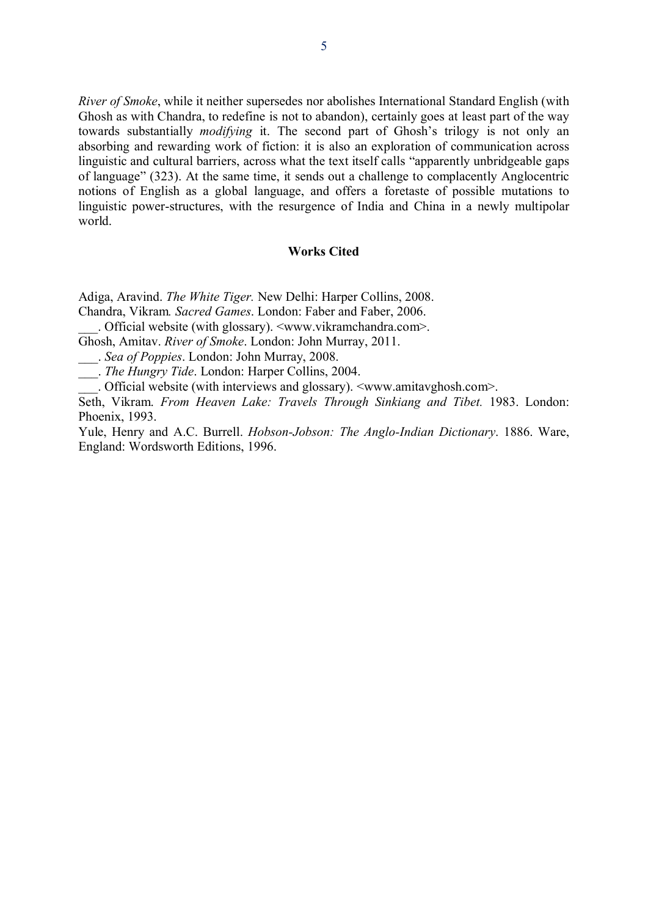*River of Smoke*, while it neither supersedes nor abolishes International Standard English (with Ghosh as with Chandra, to redefine is not to abandon), certainly goes at least part of the way towards substantially *modifying* it. The second part of Ghosh's trilogy is not only an absorbing and rewarding work of fiction: it is also an exploration of communication across linguistic and cultural barriers, across what the text itself calls "apparently unbridgeable gaps of language" (323). At the same time, it sends out a challenge to complacently Anglocentric notions of English as a global language, and offers a foretaste of possible mutations to linguistic power-structures, with the resurgence of India and China in a newly multipolar world.

## Works Cited

Adiga, Aravind. *The White Tiger.* New Delhi: Harper Collins, 2008.

Chandra, Vikram. *Sacred Games*. London: Faber and Faber, 2006.

___. Official website (with glossary). <www.vikramchandra.com>.

Ghosh, Amitav. *River of Smoke*. London: John Murray, 2011.

___. *Sea of Poppies*. London: John Murray, 2008.

___. *The Hungry Tide*. London: Harper Collins, 2004.

___. Official website (with interviews and glossary). <www.amitavghosh.com>.

Seth, Vikram. *From Heaven Lake: Travels Through Sinkiang and Tibet.* 1983. London: Phoenix, 1993.

Yule, Henry and A.C. Burrell. *Hobson-Jobson: The Anglo-Indian Dictionary*. 1886. Ware, England: Wordsworth Editions, 1996.